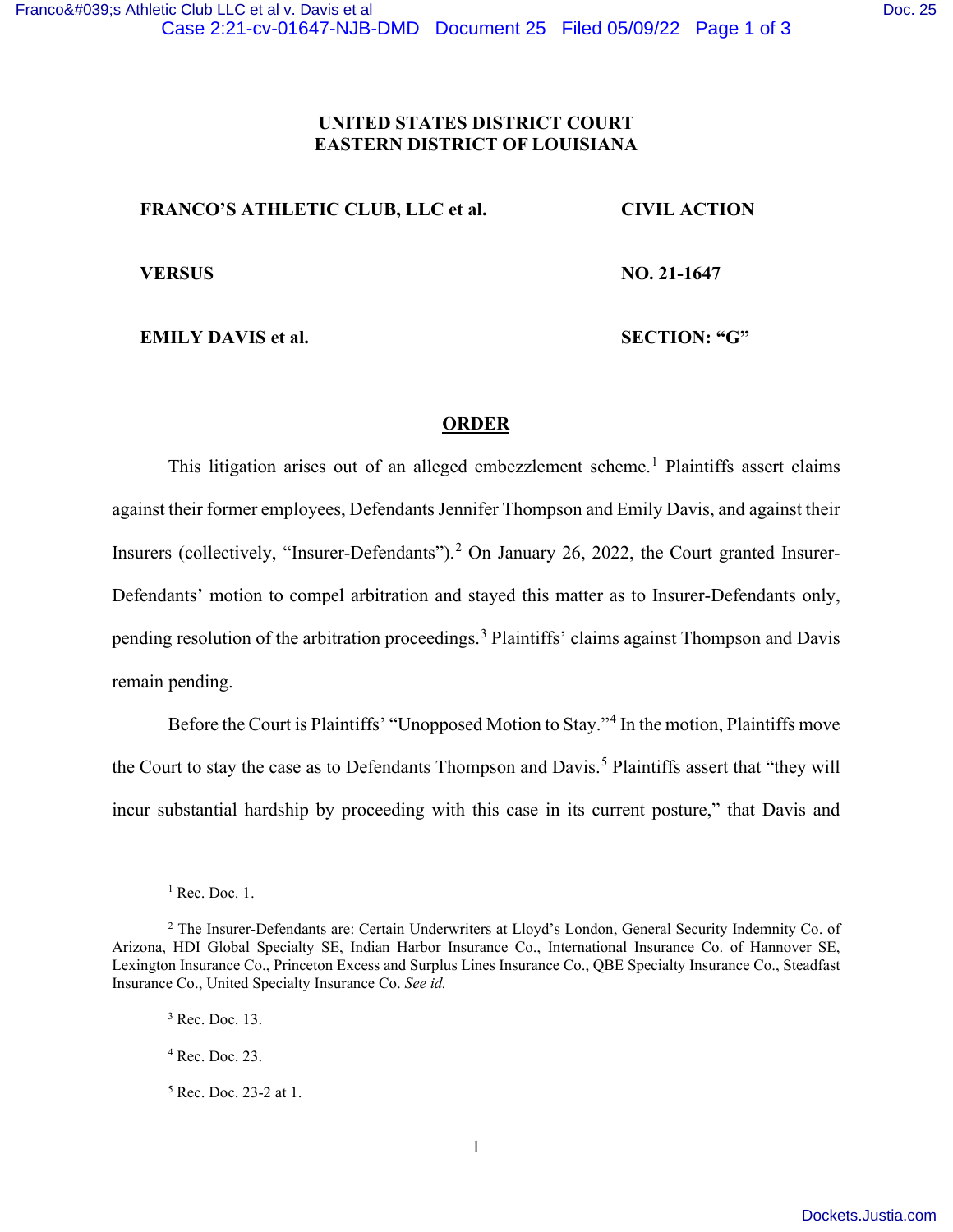**UNITED STATES DISTRICT COURT**
**EASTERN DISTRICT OF LOUISIANA**

| | |
|---|---|
| **FRANCO'S ATHLETIC CLUB, LLC et al.** | **CIVIL ACTION** |
| **VERSUS** | **NO. 21-1647** |
| **EMILY DAVIS et al.** | **SECTION: "G"** |

## ORDER

This litigation arises out of an alleged embezzlement scheme.[1] Plaintiffs assert claims against their former employees, Defendants Jennifer Thompson and Emily Davis, and against their Insurers (collectively, "Insurer-Defendants").[2] On January 26, 2022, the Court granted Insurer-Defendants' motion to compel arbitration and stayed this matter as to Insurer-Defendants only, pending resolution of the arbitration proceedings.[3] Plaintiffs' claims against Thompson and Davis remain pending.

Before the Court is Plaintiffs' "Unopposed Motion to Stay."[4] In the motion, Plaintiffs move the Court to stay the case as to Defendants Thompson and Davis.[5] Plaintiffs assert that "they will incur substantial hardship by proceeding with this case in its current posture," that Davis and

---

[1] Rec. Doc. 1.

[2] The Insurer-Defendants are: Certain Underwriters at Lloyd's London, General Security Indemnity Co. of Arizona, HDI Global Specialty SE, Indian Harbor Insurance Co., International Insurance Co. of Hannover SE, Lexington Insurance Co., Princeton Excess and Surplus Lines Insurance Co., QBE Specialty Insurance Co., Steadfast Insurance Co., United Specialty Insurance Co. *See id.*

[3] Rec. Doc. 13.

[4] Rec. Doc. 23.

[5] Rec. Doc. 23-2 at 1.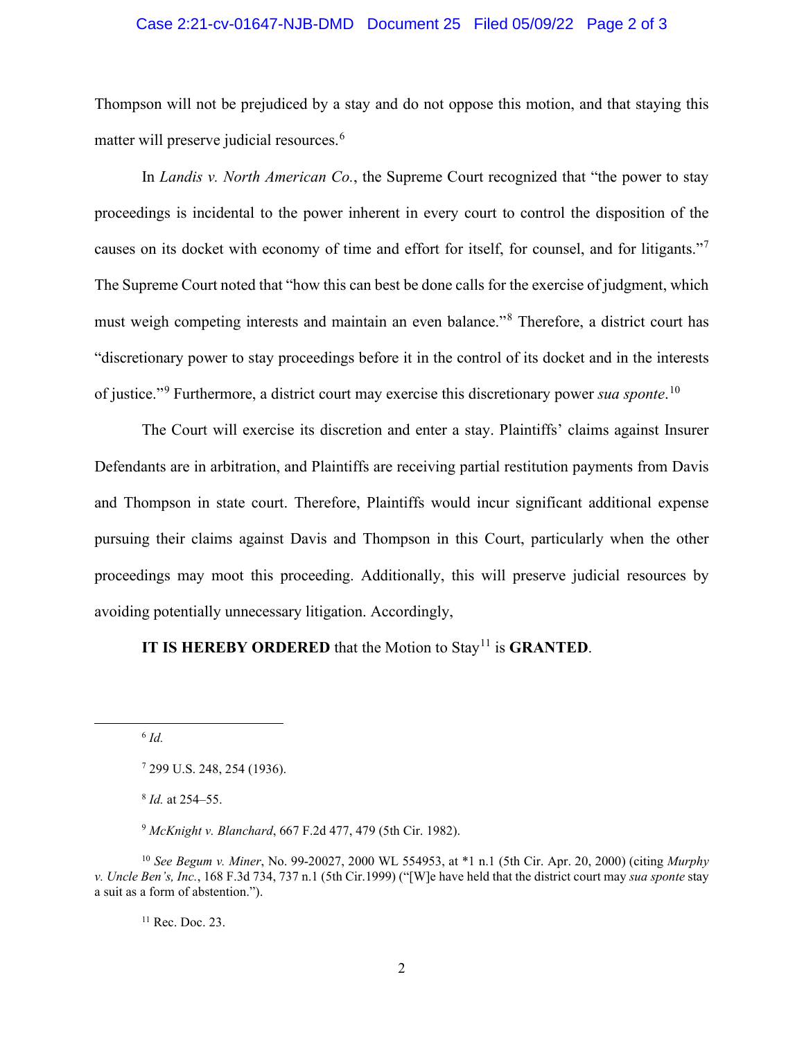Thompson will not be prejudiced by a stay and do not oppose this motion, and that staying this matter will preserve judicial resources.[6]

In *Landis v. North American Co.*, the Supreme Court recognized that "the power to stay proceedings is incidental to the power inherent in every court to control the disposition of the causes on its docket with economy of time and effort for itself, for counsel, and for litigants."[7] The Supreme Court noted that "how this can best be done calls for the exercise of judgment, which must weigh competing interests and maintain an even balance."[8] Therefore, a district court has "discretionary power to stay proceedings before it in the control of its docket and in the interests of justice."[9] Furthermore, a district court may exercise this discretionary power *sua sponte*.[10]

The Court will exercise its discretion and enter a stay. Plaintiffs' claims against Insurer Defendants are in arbitration, and Plaintiffs are receiving partial restitution payments from Davis and Thompson in state court. Therefore, Plaintiffs would incur significant additional expense pursuing their claims against Davis and Thompson in this Court, particularly when the other proceedings may moot this proceeding. Additionally, this will preserve judicial resources by avoiding potentially unnecessary litigation. Accordingly,

**IT IS HEREBY ORDERED** that the Motion to Stay[11] is **GRANTED**.

---

[6] *Id.*

[7] 299 U.S. 248, 254 (1936).

[8] *Id.* at 254–55.

[9] *McKnight v. Blanchard*, 667 F.2d 477, 479 (5th Cir. 1982).

[10] *See Begum v. Miner*, No. 99-20027, 2000 WL 554953, at *1 n.1 (5th Cir. Apr. 20, 2000) (citing *Murphy v. Uncle Ben's, Inc.*, 168 F.3d 734, 737 n.1 (5th Cir.1999) ("[W]e have held that the district court may *sua sponte* stay a suit as a form of abstention.").

[11] Rec. Doc. 23.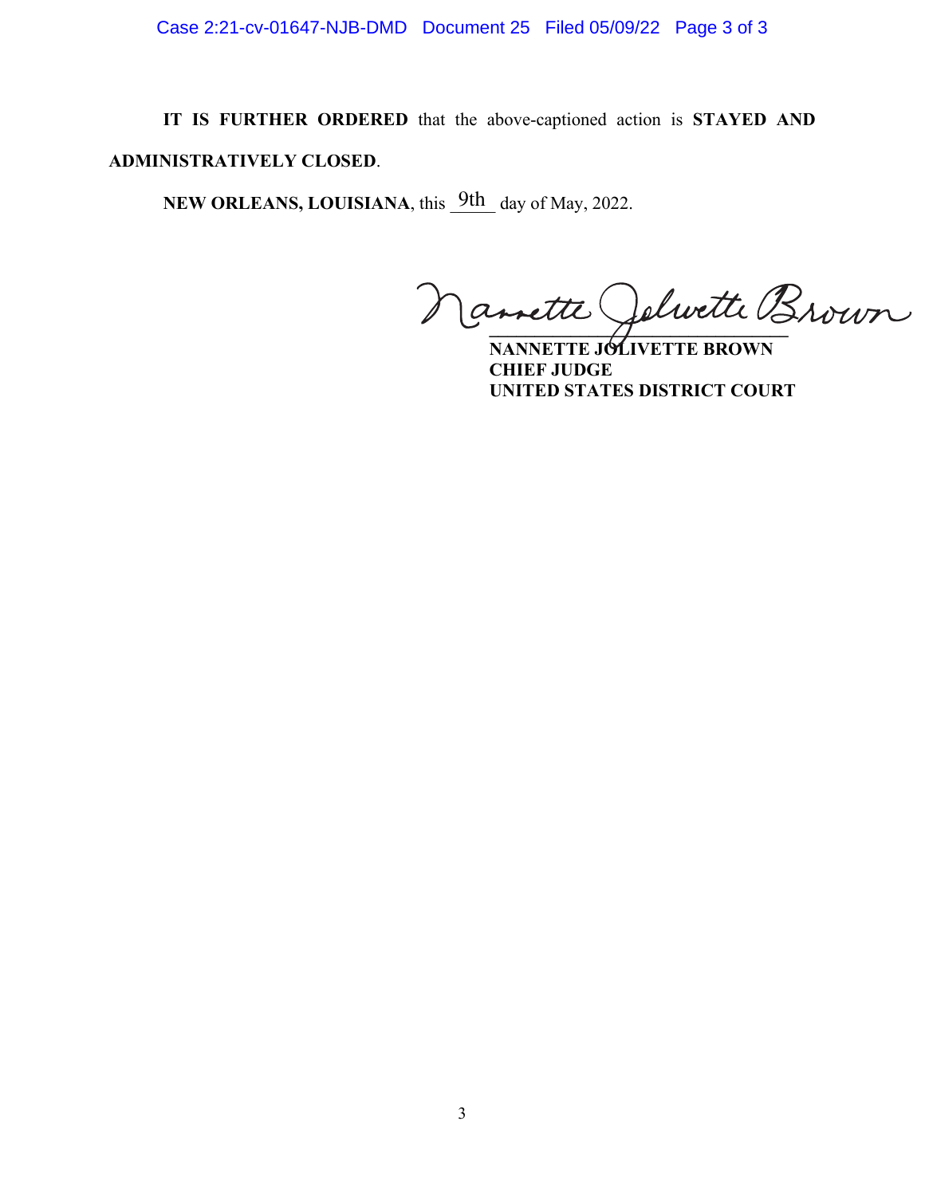**IT IS FURTHER ORDERED** that the above-captioned action is **STAYED AND ADMINISTRATIVELY CLOSED**.

**NEW ORLEANS, LOUISIANA**, this 9th day of May, 2022.

Nannette Jolivette Brown

**NANNETTE JOLIVETTE BROWN**
**CHIEF JUDGE**
**UNITED STATES DISTRICT COURT**